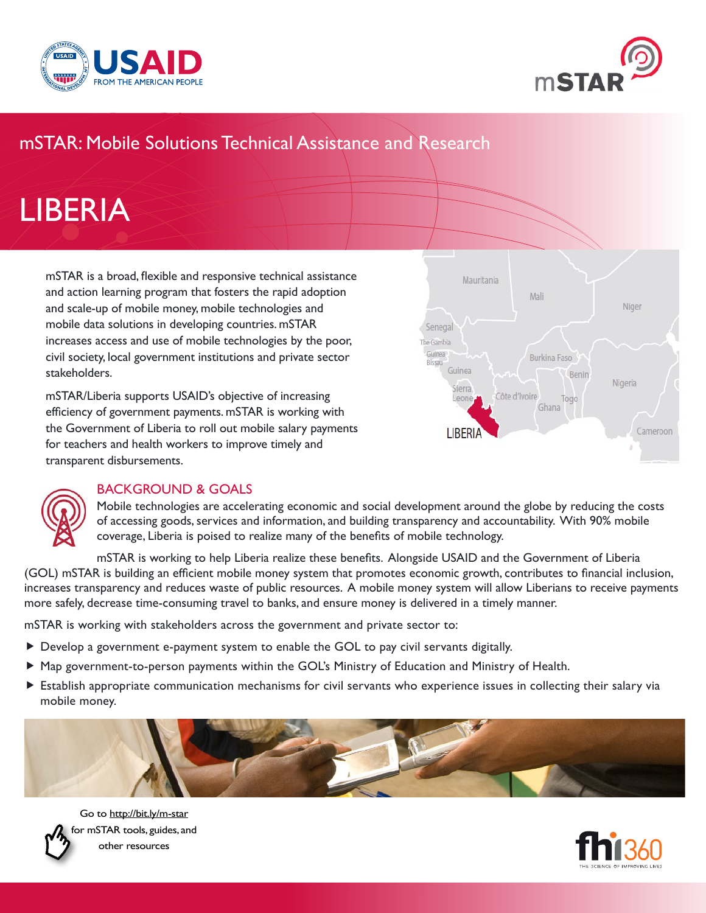mSTAR: Mobile Solutions Technical Assistance and Research

# LIBERIA

mSTAR is a broad, flexible and responsive technical assistance and action learning program that fosters the rapid adoption and scale-up of mobile money, mobile technologies and mobile data solutions in developing countries. mSTAR increases access and use of mobile technologies by the poor, civil society, local government institutions and private sector stakeholders.

mSTAR/Liberia supports USAID's objective of increasing efficiency of government payments. mSTAR is working with the Government of Liberia to roll out mobile salary payments for teachers and health workers to improve timely and transparent disbursements.

## BACKGROUND & GOALS

Mobile technologies are accelerating economic and social development around the globe by reducing the costs of accessing goods, services and information, and building transparency and accountability. With 90% mobile coverage, Liberia is poised to realize many of the benefits of mobile technology.

mSTAR is working to help Liberia realize these benefits. Alongside USAID and the Government of Liberia (GOL) mSTAR is building an efficient mobile money system that promotes economic growth, contributes to financial inclusion, increases transparency and reduces waste of public resources. A mobile money system will allow Liberians to receive payments more safely, decrease time-consuming travel to banks, and ensure money is delivered in a timely manner.

mSTAR is working with stakeholders across the government and private sector to:

- Develop a government e-payment system to enable the GOL to pay civil servants digitally.
- Map government-to-person payments within the GOL's Ministry of Education and Ministry of Health.
- Establish appropriate communication mechanisms for civil servants who experience issues in collecting their salary via mobile money.

Go to http://bit.ly/m-star for mSTAR tools, guides, and other resources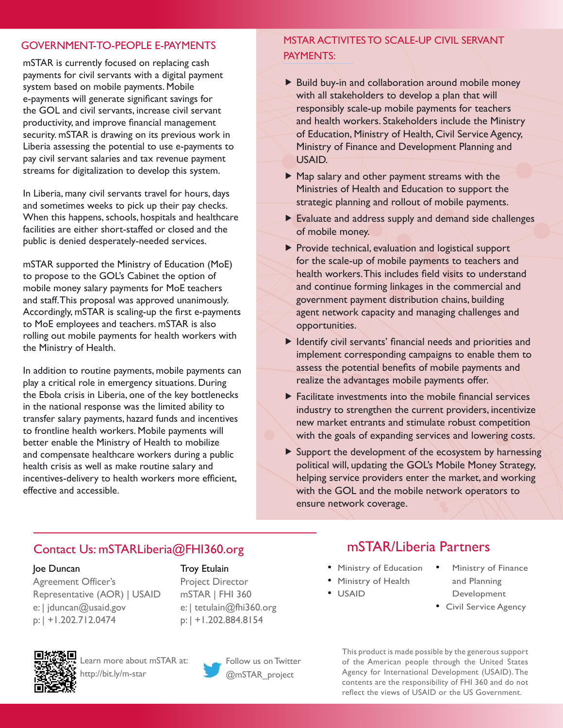## GOVERNMENT-TO-PEOPLE E-PAYMENTS

mSTAR is currently focused on replacing cash payments for civil servants with a digital payment system based on mobile payments. Mobile e-payments will generate significant savings for the GOL and civil servants, increase civil servant productivity, and improve financial management security. mSTAR is drawing on its previous work in Liberia assessing the potential to use e-payments to pay civil servant salaries and tax revenue payment streams for digitalization to develop this system.

In Liberia, many civil servants travel for hours, days and sometimes weeks to pick up their pay checks. When this happens, schools, hospitals and healthcare facilities are either short-staffed or closed and the public is denied desperately-needed services.

mSTAR supported the Ministry of Education (MoE) to propose to the GOL's Cabinet the option of mobile money salary payments for MoE teachers and staff. This proposal was approved unanimously. Accordingly, mSTAR is scaling-up the first e-payments to MoE employees and teachers. mSTAR is also rolling out mobile payments for health workers with the Ministry of Health.

In addition to routine payments, mobile payments can play a critical role in emergency situations. During the Ebola crisis in Liberia, one of the key bottlenecks in the national response was the limited ability to transfer salary payments, hazard funds and incentives to frontline health workers. Mobile payments will better enable the Ministry of Health to mobilize and compensate healthcare workers during a public health crisis as well as make routine salary and incentives-delivery to health workers more efficient, effective and accessible.

## MSTAR ACTIVITES TO SCALE-UP CIVIL SERVANT PAYMENTS:

- Build buy-in and collaboration around mobile money with all stakeholders to develop a plan that will responsibly scale-up mobile payments for teachers and health workers. Stakeholders include the Ministry of Education, Ministry of Health, Civil Service Agency, Ministry of Finance and Development Planning and USAID.
- Map salary and other payment streams with the Ministries of Health and Education to support the strategic planning and rollout of mobile payments.
- Evaluate and address supply and demand side challenges of mobile money.
- Provide technical, evaluation and logistical support for the scale-up of mobile payments to teachers and health workers. This includes field visits to understand and continue forming linkages in the commercial and government payment distribution chains, building agent network capacity and managing challenges and opportunities.
- Identify civil servants' financial needs and priorities and implement corresponding campaigns to enable them to assess the potential benefits of mobile payments and realize the advantages mobile payments offer.
- Facilitate investments into the mobile financial services industry to strengthen the current providers, incentivize new market entrants and stimulate robust competition with the goals of expanding services and lowering costs.
- Support the development of the ecosystem by harnessing political will, updating the GOL's Mobile Money Strategy, helping service providers enter the market, and working with the GOL and the mobile network operators to ensure network coverage.

## Contact Us: mSTARLiberia@FHI360.org

**Joe Duncan**
Agreement Officer's Representative (AOR) | USAID
e: | jduncan@usaid.gov
p: | +1.202.712.0474

**Troy Etulain**
Project Director
mSTAR | FHI 360
e: | tetulain@fhi360.org
p: | +1.202.884.8154

## mSTAR/Liberia Partners

- Ministry of Education
- Ministry of Health
- USAID
- Ministry of Finance and Planning Development
- Civil Service Agency

Learn more about mSTAR at: http://bit.ly/m-star

Follow us on Twitter @mSTAR_project

This product is made possible by the generous support of the American people through the United States Agency for International Development (USAID). The contents are the responsibility of FHI 360 and do not reflect the views of USAID or the US Government.